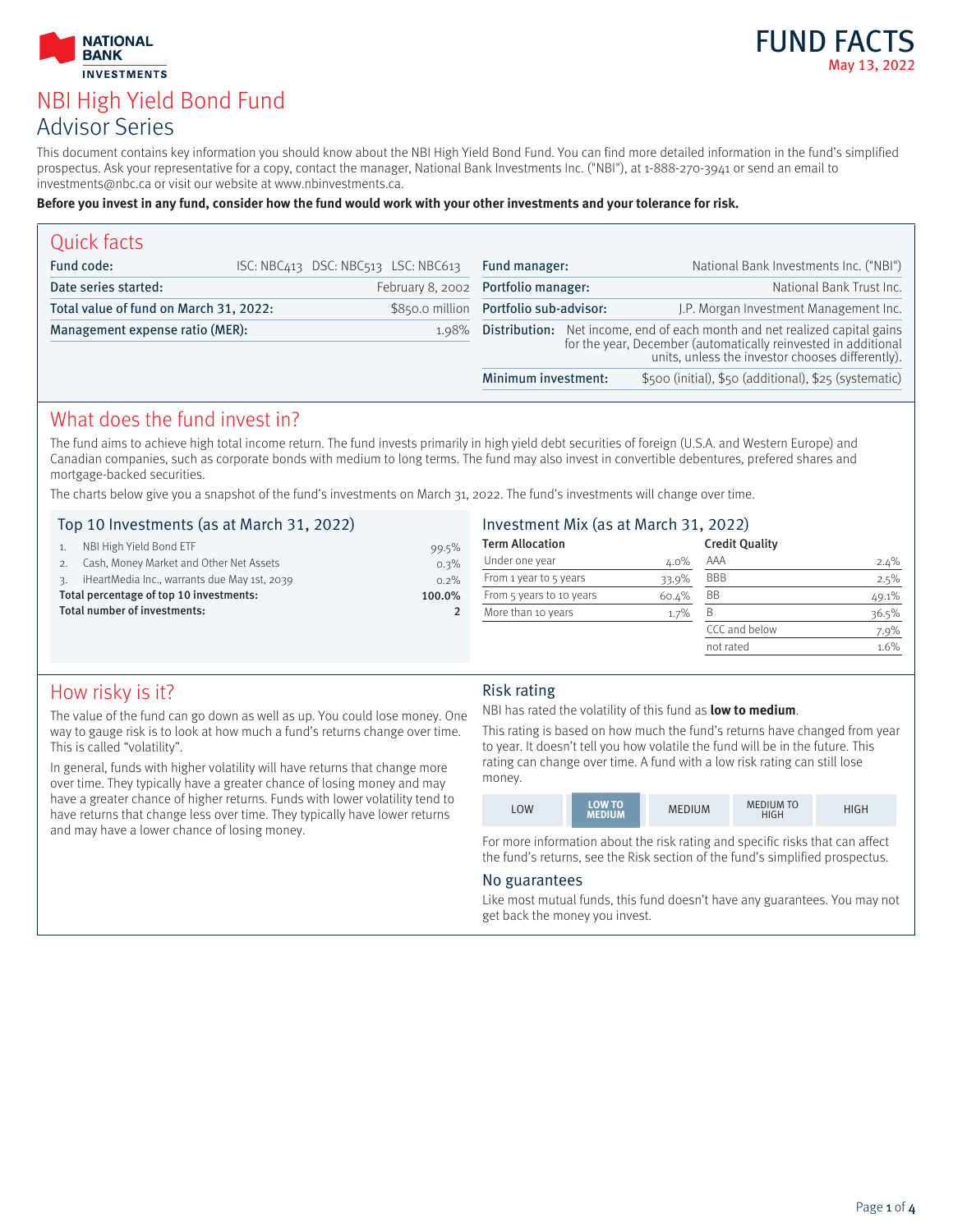NATIONAL BANK INVESTMENTS

# FUND FACTS

May 13, 2022

# NBI High Yield Bond Fund

## Advisor Series

This document contains key information you should know about the NBI High Yield Bond Fund. You can find more detailed information in the fund's simplified prospectus. Ask your representative for a copy, contact the manager, National Bank Investments Inc. ("NBI"), at 1-888-270-3941 or send an email to investments@nbc.ca or visit our website at www.nbinvestments.ca.

**Before you invest in any fund, consider how the fund would work with your other investments and your tolerance for risk.**

## Quick facts

| | |
|---|---|
| Fund code: | ISC: NBC413 DSC: NBC513 LSC: NBC613 |
| Date series started: | February 8, 2002 |
| Total value of fund on March 31, 2022: | $850.0 million |
| Management expense ratio (MER): | 1.98% |
| Fund manager: | National Bank Investments Inc. ("NBI") |
| Portfolio manager: | National Bank Trust Inc. |
| Portfolio sub-advisor: | J.P. Morgan Investment Management Inc. |
| Distribution: | Net income, end of each month and net realized capital gains for the year, December (automatically reinvested in additional units, unless the investor chooses differently). |
| Minimum investment: | $500 (initial), $50 (additional), $25 (systematic) |

## What does the fund invest in?

The fund aims to achieve high total income return. The fund invests primarily in high yield debt securities of foreign (U.S.A. and Western Europe) and Canadian companies, such as corporate bonds with medium to long terms. The fund may also invest in convertible debentures, prefered shares and mortgage-backed securities.

The charts below give you a snapshot of the fund's investments on March 31, 2022. The fund's investments will change over time.

### Top 10 Investments (as at March 31, 2022)

| | | |
|---|---|---|
| 1. | NBI High Yield Bond ETF | 99.5% |
| 2. | Cash, Money Market and Other Net Assets | 0.3% |
| 3. | iHeartMedia Inc., warrants due May 1st, 2039 | 0.2% |
| | **Total percentage of top 10 investments:** | **100.0%** |
| | **Total number of investments:** | **2** |

### Investment Mix (as at March 31, 2022)

| Term Allocation | |
|---|---|
| Under one year | 4.0% |
| From 1 year to 5 years | 33.9% |
| From 5 years to 10 years | 60.4% |
| More than 10 years | 1.7% |

| Credit Quality | |
|---|---|
| AAA | 2.4% |
| BBB | 2.5% |
| BB | 49.1% |
| B | 36.5% |
| CCC and below | 7.9% |
| not rated | 1.6% |

## How risky is it?

The value of the fund can go down as well as up. You could lose money. One way to gauge risk is to look at how much a fund's returns change over time. This is called "volatility".

In general, funds with higher volatility will have returns that change more over time. They typically have a greater chance of losing money and may have a greater chance of higher returns. Funds with lower volatility tend to have returns that change less over time. They typically have lower returns and may have a lower chance of losing money.

### Risk rating

NBI has rated the volatility of this fund as **low to medium**.

This rating is based on how much the fund's returns have changed from year to year. It doesn't tell you how volatile the fund will be in the future. This rating can change over time. A fund with a low risk rating can still lose money.

| LOW | **LOW TO MEDIUM** | MEDIUM | MEDIUM TO HIGH | HIGH |
|---|---|---|---|---|

For more information about the risk rating and specific risks that can affect the fund's returns, see the Risk section of the fund's simplified prospectus.

### No guarantees

Like most mutual funds, this fund doesn't have any guarantees. You may not get back the money you invest.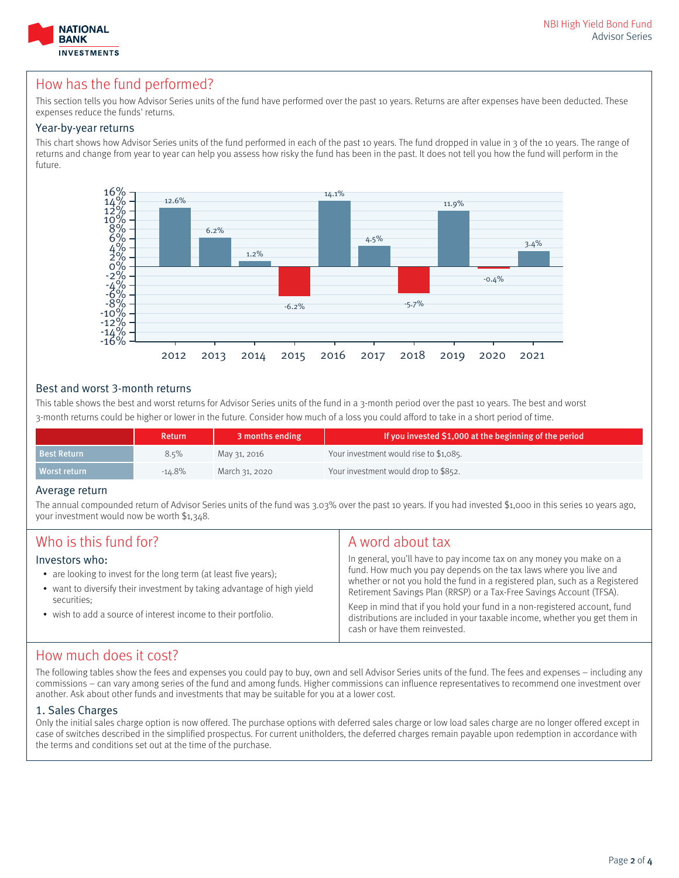## How has the fund performed?

This section tells you how Advisor Series units of the fund have performed over the past 10 years. Returns are after expenses have been deducted. These expenses reduce the funds' returns.

### Year-by-year returns

This chart shows how Advisor Series units of the fund performed in each of the past 10 years. The fund dropped in value in 3 of the 10 years. The range of returns and change from year to year can help you assess how risky the fund has been in the past. It does not tell you how the fund will perform in the future.

| Year | Return |
|---|---|
| 2012 | 12.6% |
| 2013 | 6.2% |
| 2014 | 1.2% |
| 2015 | -6.2% |
| 2016 | 14.1% |
| 2017 | 4.5% |
| 2018 | -5.7% |
| 2019 | 11.9% |
| 2020 | -0.4% |
| 2021 | 3.4% |

### Best and worst 3-month returns

This table shows the best and worst returns for Advisor Series units of the fund in a 3-month period over the past 10 years. The best and worst 3-month returns could be higher or lower in the future. Consider how much of a loss you could afford to take in a short period of time.

| | Return | 3 months ending | If you invested $1,000 at the beginning of the period |
|---|---|---|---|
| Best Return | 8.5% | May 31, 2016 | Your investment would rise to $1,085. |
| Worst return | -14.8% | March 31, 2020 | Your investment would drop to $852. |

### Average return

The annual compounded return of Advisor Series units of the fund was 3.03% over the past 10 years. If you had invested $1,000 in this series 10 years ago, your investment would now be worth $1,348.

## Who is this fund for?

### Investors who:

- are looking to invest for the long term (at least five years);
- want to diversify their investment by taking advantage of high yield securities;
- wish to add a source of interest income to their portfolio.

## A word about tax

In general, you'll have to pay income tax on any money you make on a fund. How much you pay depends on the tax laws where you live and whether or not you hold the fund in a registered plan, such as a Registered Retirement Savings Plan (RRSP) or a Tax-Free Savings Account (TFSA).

Keep in mind that if you hold your fund in a non-registered account, fund distributions are included in your taxable income, whether you get them in cash or have them reinvested.

## How much does it cost?

The following tables show the fees and expenses you could pay to buy, own and sell Advisor Series units of the fund. The fees and expenses – including any commissions – can vary among series of the fund and among funds. Higher commissions can influence representatives to recommend one investment over another. Ask about other funds and investments that may be suitable for you at a lower cost.

### 1. Sales Charges

Only the initial sales charge option is now offered. The purchase options with deferred sales charge or low load sales charge are no longer offered except in case of switches described in the simplified prospectus. For current unitholders, the deferred charges remain payable upon redemption in accordance with the terms and conditions set out at the time of the purchase.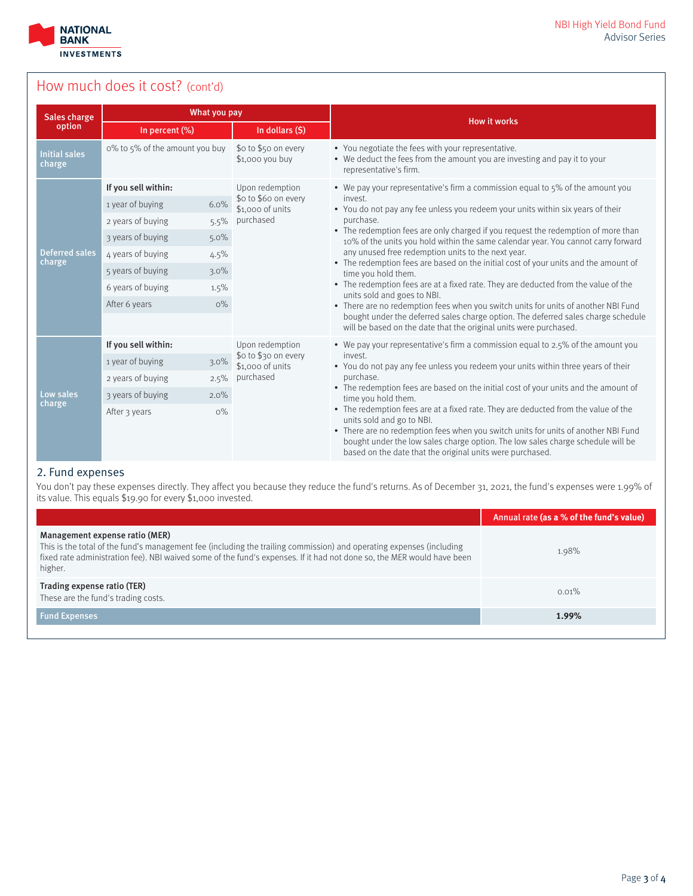## How much does it cost? (cont'd)

| Sales charge option | What you pay | | | How it works |
|---|---|---|---|---|
| | In percent (%) | | In dollars ($) | |
| Initial sales charge | 0% to 5% of the amount you buy | | $0 to $50 on every $1,000 you buy | • You negotiate the fees with your representative.<br>• We deduct the fees from the amount you are investing and pay it to your representative's firm. |
| Deferred sales charge | **If you sell within:** | | Upon redemption $0 to $60 on every $1,000 of units purchased | • We pay your representative's firm a commission equal to 5% of the amount you invest.<br>• You do not pay any fee unless you redeem your units within six years of their purchase.<br>• The redemption fees are only charged if you request the redemption of more than 10% of the units you hold within the same calendar year. You cannot carry forward any unused free redemption units to the next year.<br>• The redemption fees are based on the initial cost of your units and the amount of time you hold them.<br>• The redemption fees are at a fixed rate. They are deducted from the value of the units sold and goes to NBI.<br>• There are no redemption fees when you switch units for units of another NBI Fund bought under the deferred sales charge option. The deferred sales charge schedule will be based on the date that the original units were purchased. |
| | 1 year of buying | 6.0% | | |
| | 2 years of buying | 5.5% | | |
| | 3 years of buying | 5.0% | | |
| | 4 years of buying | 4.5% | | |
| | 5 years of buying | 3.0% | | |
| | 6 years of buying | 1.5% | | |
| | After 6 years | 0% | | |
| Low sales charge | **If you sell within:** | | Upon redemption $0 to $30 on every $1,000 of units purchased | • We pay your representative's firm a commission equal to 2.5% of the amount you invest.<br>• You do not pay any fee unless you redeem your units within three years of their purchase.<br>• The redemption fees are based on the initial cost of your units and the amount of time you hold them.<br>• The redemption fees are at a fixed rate. They are deducted from the value of the units sold and go to NBI.<br>• There are no redemption fees when you switch units for units of another NBI Fund bought under the low sales charge option. The low sales charge schedule will be based on the date that the original units were purchased. |
| | 1 year of buying | 3.0% | | |
| | 2 years of buying | 2.5% | | |
| | 3 years of buying | 2.0% | | |
| | After 3 years | 0% | | |

### 2. Fund expenses

You don't pay these expenses directly. They affect you because they reduce the fund's returns. As of December 31, 2021, the fund's expenses were 1.99% of its value. This equals $19.90 for every $1,000 invested.

| | Annual rate (as a % of the fund's value) |
|---|---|
| **Management expense ratio (MER)**<br>This is the total of the fund's management fee (including the trailing commission) and operating expenses (including fixed rate administration fee). NBI waived some of the fund's expenses. If it had not done so, the MER would have been higher. | 1.98% |
| **Trading expense ratio (TER)**<br>These are the fund's trading costs. | 0.01% |
| **Fund Expenses** | **1.99%** |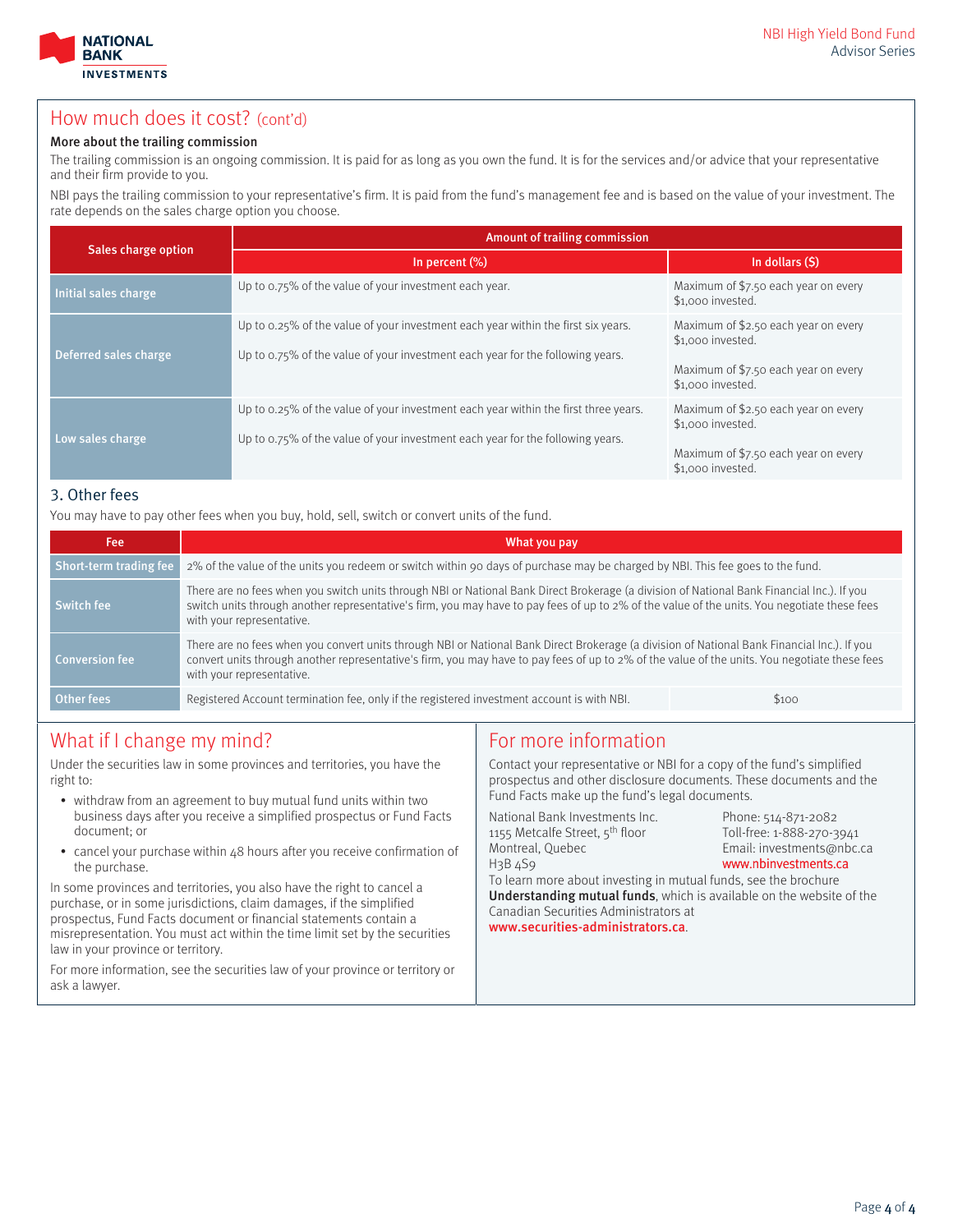## How much does it cost? (cont'd)

**More about the trailing commission**

The trailing commission is an ongoing commission. It is paid for as long as you own the fund. It is for the services and/or advice that your representative and their firm provide to you.

NBI pays the trailing commission to your representative's firm. It is paid from the fund's management fee and is based on the value of your investment. The rate depends on the sales charge option you choose.

| Sales charge option | Amount of trailing commission | |
|---|---|---|
| | In percent (%) | In dollars ($) |
| Initial sales charge | Up to 0.75% of the value of your investment each year. | Maximum of $7.50 each year on every $1,000 invested. |
| Deferred sales charge | Up to 0.25% of the value of your investment each year within the first six years.<br><br>Up to 0.75% of the value of your investment each year for the following years. | Maximum of $2.50 each year on every $1,000 invested.<br><br>Maximum of $7.50 each year on every $1,000 invested. |
| Low sales charge | Up to 0.25% of the value of your investment each year within the first three years.<br><br>Up to 0.75% of the value of your investment each year for the following years. | Maximum of $2.50 each year on every $1,000 invested.<br><br>Maximum of $7.50 each year on every $1,000 invested. |

### 3. Other fees

You may have to pay other fees when you buy, hold, sell, switch or convert units of the fund.

| Fee | What you pay | |
|---|---|---|
| Short-term trading fee | 2% of the value of the units you redeem or switch within 90 days of purchase may be charged by NBI. This fee goes to the fund. | |
| Switch fee | There are no fees when you switch units through NBI or National Bank Direct Brokerage (a division of National Bank Financial Inc.). If you switch units through another representative's firm, you may have to pay fees of up to 2% of the value of the units. You negotiate these fees with your representative. | |
| Conversion fee | There are no fees when you convert units through NBI or National Bank Direct Brokerage (a division of National Bank Financial Inc.). If you convert units through another representative's firm, you may have to pay fees of up to 2% of the value of the units. You negotiate these fees with your representative. | |
| Other fees | Registered Account termination fee, only if the registered investment account is with NBI. | $100 |

## What if I change my mind?

Under the securities law in some provinces and territories, you have the right to:

- withdraw from an agreement to buy mutual fund units within two business days after you receive a simplified prospectus or Fund Facts document; or
- cancel your purchase within 48 hours after you receive confirmation of the purchase.

In some provinces and territories, you also have the right to cancel a purchase, or in some jurisdictions, claim damages, if the simplified prospectus, Fund Facts document or financial statements contain a misrepresentation. You must act within the time limit set by the securities law in your province or territory.

For more information, see the securities law of your province or territory or ask a lawyer.

## For more information

Contact your representative or NBI for a copy of the fund's simplified prospectus and other disclosure documents. These documents and the Fund Facts make up the fund's legal documents.

National Bank Investments Inc.
1155 Metcalfe Street, 5th floor
Montreal, Quebec
H3B 4S9

Phone: 514-871-2082
Toll-free: 1-888-270-3941
Email: investments@nbc.ca
www.nbinvestments.ca

To learn more about investing in mutual funds, see the brochure **Understanding mutual funds**, which is available on the website of the Canadian Securities Administrators at **www.securities-administrators.ca**.